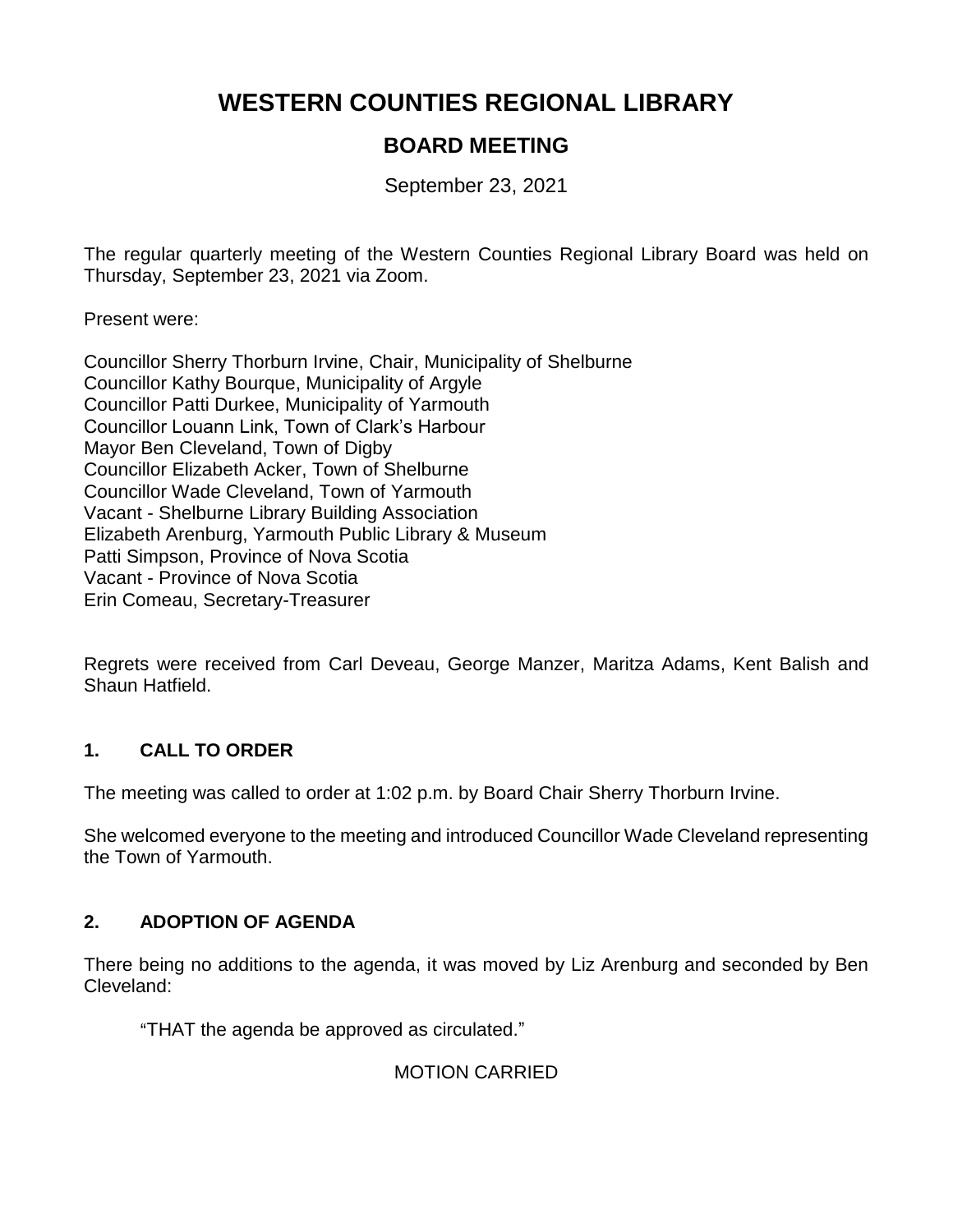# WESTERN COUNTIES REGIONAL LIBRARY

## BOARD MEETING

September 23, 2021

The regular quarterly meeting of the Western Counties Regional Library Board was held on Thursday, September 23, 2021 via Zoom.

Present were:

Councillor Sherry Thorburn Irvine, Chair, Municipality of Shelburne
Councillor Kathy Bourque, Municipality of Argyle
Councillor Patti Durkee, Municipality of Yarmouth
Councillor Louann Link, Town of Clark's Harbour
Mayor Ben Cleveland, Town of Digby
Councillor Elizabeth Acker, Town of Shelburne
Councillor Wade Cleveland, Town of Yarmouth
Vacant - Shelburne Library Building Association
Elizabeth Arenburg, Yarmouth Public Library & Museum
Patti Simpson, Province of Nova Scotia
Vacant - Province of Nova Scotia
Erin Comeau, Secretary-Treasurer

Regrets were received from Carl Deveau, George Manzer, Maritza Adams, Kent Balish and Shaun Hatfield.

### 1. CALL TO ORDER

The meeting was called to order at 1:02 p.m. by Board Chair Sherry Thorburn Irvine.

She welcomed everyone to the meeting and introduced Councillor Wade Cleveland representing the Town of Yarmouth.

### 2. ADOPTION OF AGENDA

There being no additions to the agenda, it was moved by Liz Arenburg and seconded by Ben Cleveland:

"THAT the agenda be approved as circulated."

MOTION CARRIED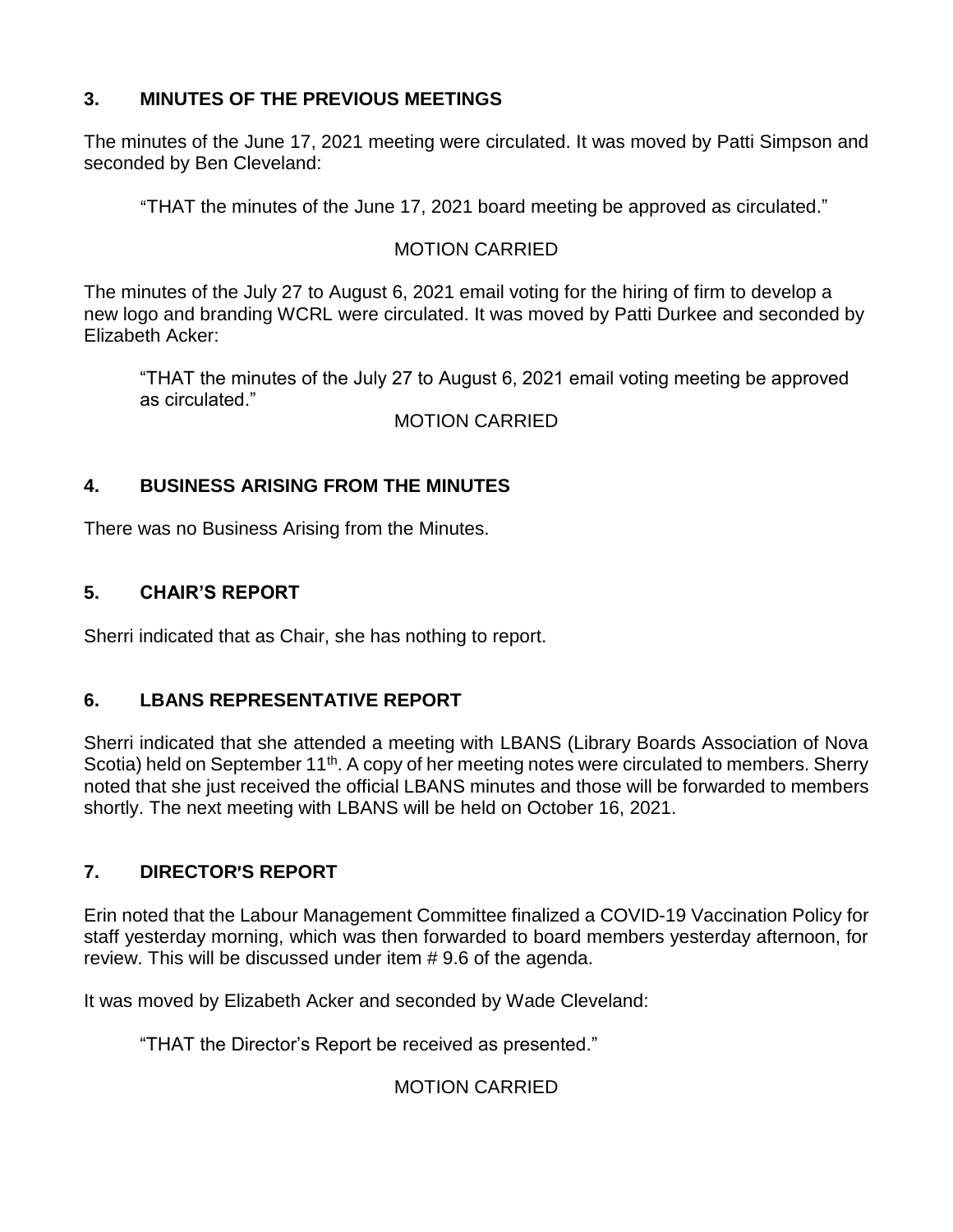## 3. MINUTES OF THE PREVIOUS MEETINGS

The minutes of the June 17, 2021 meeting were circulated. It was moved by Patti Simpson and seconded by Ben Cleveland:

> "THAT the minutes of the June 17, 2021 board meeting be approved as circulated."

MOTION CARRIED

The minutes of the July 27 to August 6, 2021 email voting for the hiring of firm to develop a new logo and branding WCRL were circulated. It was moved by Patti Durkee and seconded by Elizabeth Acker:

> "THAT the minutes of the July 27 to August 6, 2021 email voting meeting be approved as circulated."

MOTION CARRIED

## 4. BUSINESS ARISING FROM THE MINUTES

There was no Business Arising from the Minutes.

## 5. CHAIR'S REPORT

Sherri indicated that as Chair, she has nothing to report.

## 6. LBANS REPRESENTATIVE REPORT

Sherri indicated that she attended a meeting with LBANS (Library Boards Association of Nova Scotia) held on September 11th. A copy of her meeting notes were circulated to members. Sherry noted that she just received the official LBANS minutes and those will be forwarded to members shortly. The next meeting with LBANS will be held on October 16, 2021.

## 7. DIRECTOR'S REPORT

Erin noted that the Labour Management Committee finalized a COVID-19 Vaccination Policy for staff yesterday morning, which was then forwarded to board members yesterday afternoon, for review. This will be discussed under item # 9.6 of the agenda.

It was moved by Elizabeth Acker and seconded by Wade Cleveland:

> "THAT the Director's Report be received as presented."

MOTION CARRIED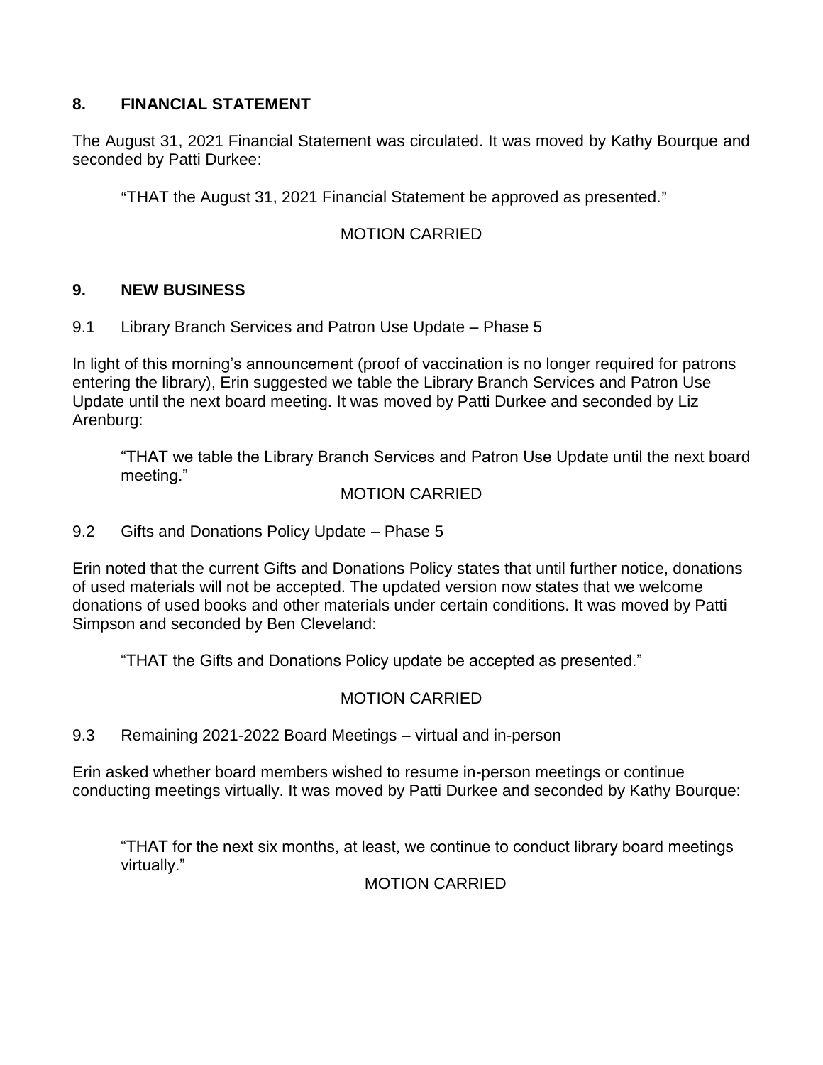## 8. FINANCIAL STATEMENT

The August 31, 2021 Financial Statement was circulated. It was moved by Kathy Bourque and seconded by Patti Durkee:

> "THAT the August 31, 2021 Financial Statement be approved as presented."

MOTION CARRIED

## 9. NEW BUSINESS

### 9.1 Library Branch Services and Patron Use Update – Phase 5

In light of this morning's announcement (proof of vaccination is no longer required for patrons entering the library), Erin suggested we table the Library Branch Services and Patron Use Update until the next board meeting. It was moved by Patti Durkee and seconded by Liz Arenburg:

> "THAT we table the Library Branch Services and Patron Use Update until the next board meeting."

MOTION CARRIED

### 9.2 Gifts and Donations Policy Update – Phase 5

Erin noted that the current Gifts and Donations Policy states that until further notice, donations of used materials will not be accepted. The updated version now states that we welcome donations of used books and other materials under certain conditions. It was moved by Patti Simpson and seconded by Ben Cleveland:

> "THAT the Gifts and Donations Policy update be accepted as presented."

MOTION CARRIED

### 9.3 Remaining 2021-2022 Board Meetings – virtual and in-person

Erin asked whether board members wished to resume in-person meetings or continue conducting meetings virtually. It was moved by Patti Durkee and seconded by Kathy Bourque:

> "THAT for the next six months, at least, we continue to conduct library board meetings virtually."

MOTION CARRIED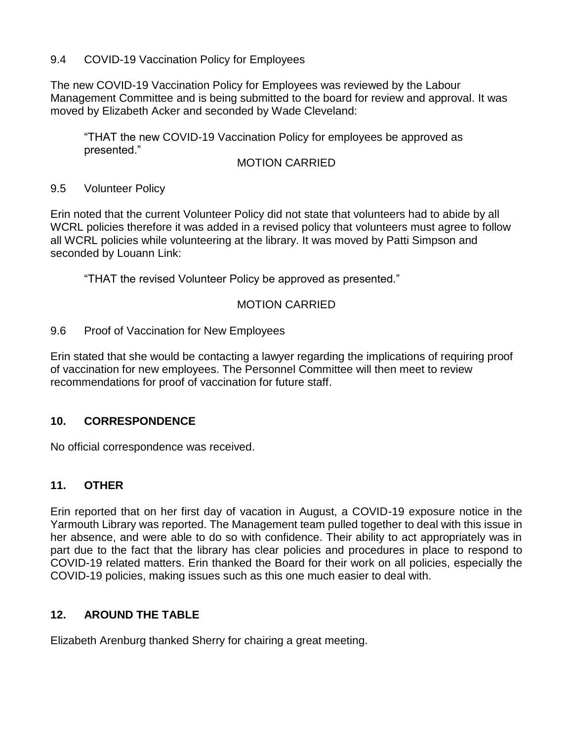9.4 COVID-19 Vaccination Policy for Employees

The new COVID-19 Vaccination Policy for Employees was reviewed by the Labour Management Committee and is being submitted to the board for review and approval. It was moved by Elizabeth Acker and seconded by Wade Cleveland:

> "THAT the new COVID-19 Vaccination Policy for employees be approved as presented."

MOTION CARRIED

9.5 Volunteer Policy

Erin noted that the current Volunteer Policy did not state that volunteers had to abide by all WCRL policies therefore it was added in a revised policy that volunteers must agree to follow all WCRL policies while volunteering at the library. It was moved by Patti Simpson and seconded by Louann Link:

> "THAT the revised Volunteer Policy be approved as presented."

MOTION CARRIED

9.6 Proof of Vaccination for New Employees

Erin stated that she would be contacting a lawyer regarding the implications of requiring proof of vaccination for new employees. The Personnel Committee will then meet to review recommendations for proof of vaccination for future staff.

## 10. CORRESPONDENCE

No official correspondence was received.

## 11. OTHER

Erin reported that on her first day of vacation in August, a COVID-19 exposure notice in the Yarmouth Library was reported. The Management team pulled together to deal with this issue in her absence, and were able to do so with confidence. Their ability to act appropriately was in part due to the fact that the library has clear policies and procedures in place to respond to COVID-19 related matters. Erin thanked the Board for their work on all policies, especially the COVID-19 policies, making issues such as this one much easier to deal with.

## 12. AROUND THE TABLE

Elizabeth Arenburg thanked Sherry for chairing a great meeting.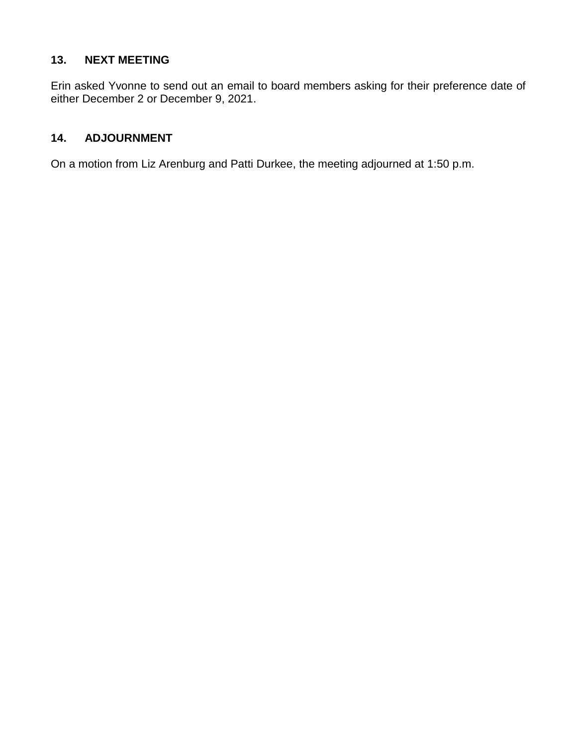## 13. NEXT MEETING

Erin asked Yvonne to send out an email to board members asking for their preference date of either December 2 or December 9, 2021.

## 14. ADJOURNMENT

On a motion from Liz Arenburg and Patti Durkee, the meeting adjourned at 1:50 p.m.